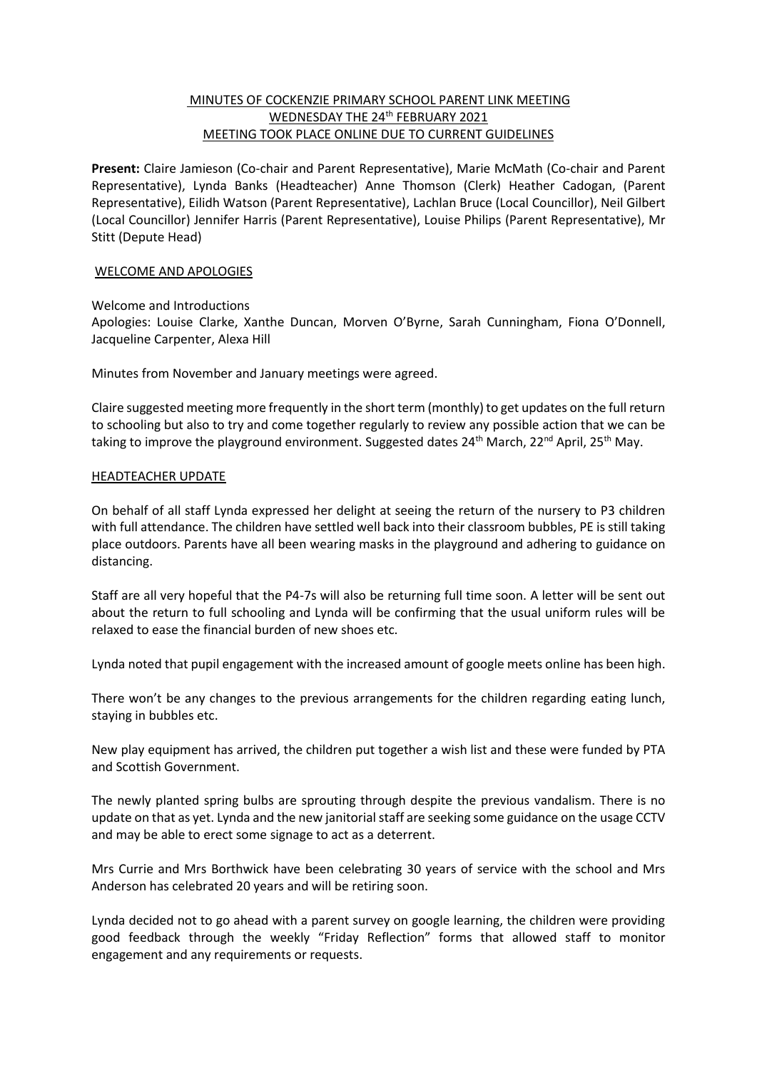# MINUTES OF COCKENZIE PRIMARY SCHOOL PARENT LINK MEETING
## WEDNESDAY THE 24th FEBRUARY 2021
## MEETING TOOK PLACE ONLINE DUE TO CURRENT GUIDELINES

**Present:** Claire Jamieson (Co-chair and Parent Representative), Marie McMath (Co-chair and Parent Representative), Lynda Banks (Headteacher) Anne Thomson (Clerk) Heather Cadogan, (Parent Representative), Eilidh Watson (Parent Representative), Lachlan Bruce (Local Councillor), Neil Gilbert (Local Councillor) Jennifer Harris (Parent Representative), Louise Philips (Parent Representative), Mr Stitt (Depute Head)

### WELCOME AND APOLOGIES

Welcome and Introductions

Apologies: Louise Clarke, Xanthe Duncan, Morven O'Byrne, Sarah Cunningham, Fiona O'Donnell, Jacqueline Carpenter, Alexa Hill

Minutes from November and January meetings were agreed.

Claire suggested meeting more frequently in the short term (monthly) to get updates on the full return to schooling but also to try and come together regularly to review any possible action that we can be taking to improve the playground environment. Suggested dates 24th March, 22nd April, 25th May.

### HEADTEACHER UPDATE

On behalf of all staff Lynda expressed her delight at seeing the return of the nursery to P3 children with full attendance. The children have settled well back into their classroom bubbles, PE is still taking place outdoors. Parents have all been wearing masks in the playground and adhering to guidance on distancing.

Staff are all very hopeful that the P4-7s will also be returning full time soon. A letter will be sent out about the return to full schooling and Lynda will be confirming that the usual uniform rules will be relaxed to ease the financial burden of new shoes etc.

Lynda noted that pupil engagement with the increased amount of google meets online has been high.

There won't be any changes to the previous arrangements for the children regarding eating lunch, staying in bubbles etc.

New play equipment has arrived, the children put together a wish list and these were funded by PTA and Scottish Government.

The newly planted spring bulbs are sprouting through despite the previous vandalism. There is no update on that as yet. Lynda and the new janitorial staff are seeking some guidance on the usage CCTV and may be able to erect some signage to act as a deterrent.

Mrs Currie and Mrs Borthwick have been celebrating 30 years of service with the school and Mrs Anderson has celebrated 20 years and will be retiring soon.

Lynda decided not to go ahead with a parent survey on google learning, the children were providing good feedback through the weekly "Friday Reflection" forms that allowed staff to monitor engagement and any requirements or requests.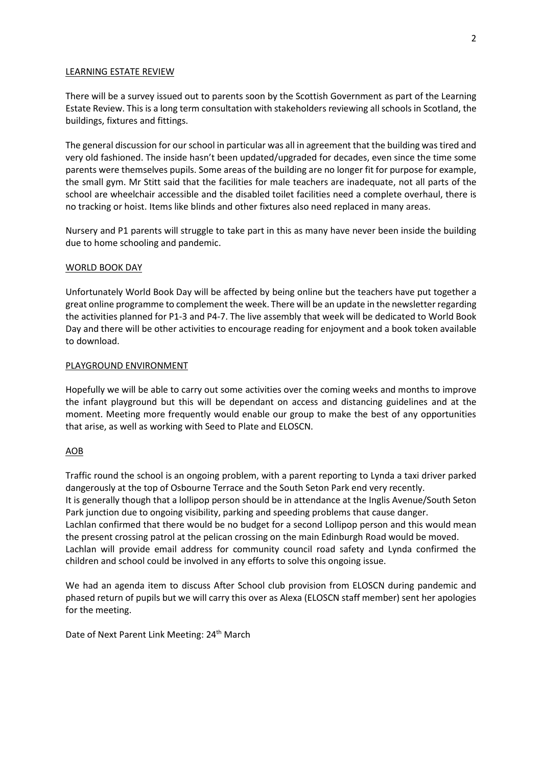## LEARNING ESTATE REVIEW

There will be a survey issued out to parents soon by the Scottish Government as part of the Learning Estate Review. This is a long term consultation with stakeholders reviewing all schools in Scotland, the buildings, fixtures and fittings.

The general discussion for our school in particular was all in agreement that the building was tired and very old fashioned. The inside hasn't been updated/upgraded for decades, even since the time some parents were themselves pupils. Some areas of the building are no longer fit for purpose for example, the small gym. Mr Stitt said that the facilities for male teachers are inadequate, not all parts of the school are wheelchair accessible and the disabled toilet facilities need a complete overhaul, there is no tracking or hoist. Items like blinds and other fixtures also need replaced in many areas.

Nursery and P1 parents will struggle to take part in this as many have never been inside the building due to home schooling and pandemic.

## WORLD BOOK DAY

Unfortunately World Book Day will be affected by being online but the teachers have put together a great online programme to complement the week. There will be an update in the newsletter regarding the activities planned for P1-3 and P4-7. The live assembly that week will be dedicated to World Book Day and there will be other activities to encourage reading for enjoyment and a book token available to download.

## PLAYGROUND ENVIRONMENT

Hopefully we will be able to carry out some activities over the coming weeks and months to improve the infant playground but this will be dependant on access and distancing guidelines and at the moment. Meeting more frequently would enable our group to make the best of any opportunities that arise, as well as working with Seed to Plate and ELOSCN.

## AOB

Traffic round the school is an ongoing problem, with a parent reporting to Lynda a taxi driver parked dangerously at the top of Osbourne Terrace and the South Seton Park end very recently.
It is generally though that a lollipop person should be in attendance at the Inglis Avenue/South Seton Park junction due to ongoing visibility, parking and speeding problems that cause danger.
Lachlan confirmed that there would be no budget for a second Lollipop person and this would mean the present crossing patrol at the pelican crossing on the main Edinburgh Road would be moved.
Lachlan will provide email address for community council road safety and Lynda confirmed the children and school could be involved in any efforts to solve this ongoing issue.

We had an agenda item to discuss After School club provision from ELOSCN during pandemic and phased return of pupils but we will carry this over as Alexa (ELOSCN staff member) sent her apologies for the meeting.

Date of Next Parent Link Meeting: 24th March